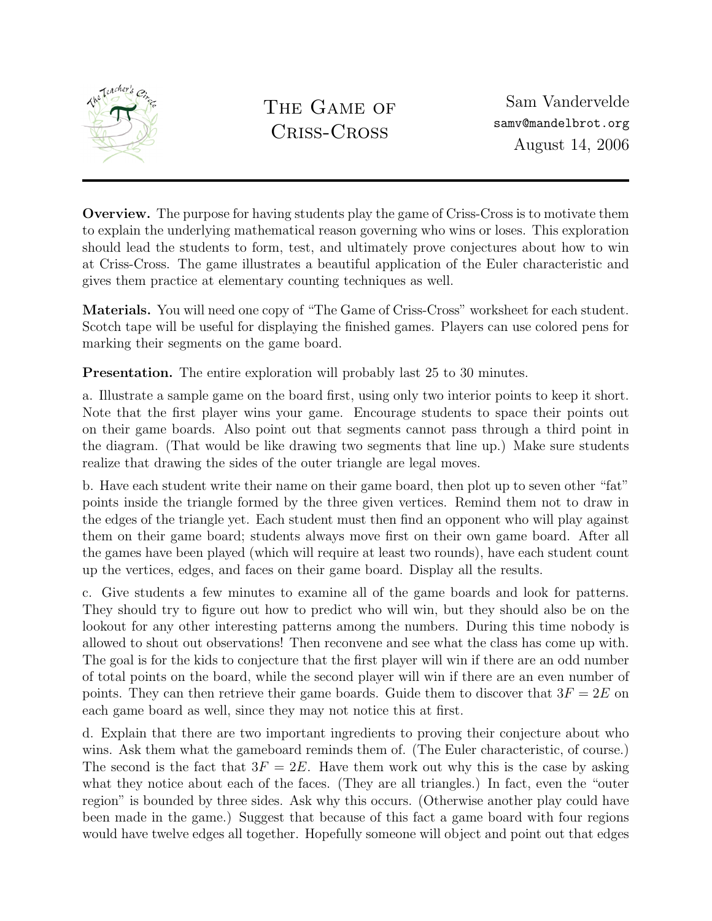# The Game of Criss-Cross

Sam Vandervelde
samv@mandelbrot.org
August 14, 2006

**Overview.** The purpose for having students play the game of Criss-Cross is to motivate them to explain the underlying mathematical reason governing who wins or loses. This exploration should lead the students to form, test, and ultimately prove conjectures about how to win at Criss-Cross. The game illustrates a beautiful application of the Euler characteristic and gives them practice at elementary counting techniques as well.

**Materials.** You will need one copy of "The Game of Criss-Cross" worksheet for each student. Scotch tape will be useful for displaying the finished games. Players can use colored pens for marking their segments on the game board.

**Presentation.** The entire exploration will probably last 25 to 30 minutes.

a. Illustrate a sample game on the board first, using only two interior points to keep it short. Note that the first player wins your game. Encourage students to space their points out on their game boards. Also point out that segments cannot pass through a third point in the diagram. (That would be like drawing two segments that line up.) Make sure students realize that drawing the sides of the outer triangle are legal moves.

b. Have each student write their name on their game board, then plot up to seven other "fat" points inside the triangle formed by the three given vertices. Remind them not to draw in the edges of the triangle yet. Each student must then find an opponent who will play against them on their game board; students always move first on their own game board. After all the games have been played (which will require at least two rounds), have each student count up the vertices, edges, and faces on their game board. Display all the results.

c. Give students a few minutes to examine all of the game boards and look for patterns. They should try to figure out how to predict who will win, but they should also be on the lookout for any other interesting patterns among the numbers. During this time nobody is allowed to shout out observations! Then reconvene and see what the class has come up with. The goal is for the kids to conjecture that the first player will win if there are an odd number of total points on the board, while the second player will win if there are an even number of points. They can then retrieve their game boards. Guide them to discover that $3F = 2E$ on each game board as well, since they may not notice this at first.

d. Explain that there are two important ingredients to proving their conjecture about who wins. Ask them what the gameboard reminds them of. (The Euler characteristic, of course.) The second is the fact that $3F = 2E$. Have them work out why this is the case by asking what they notice about each of the faces. (They are all triangles.) In fact, even the "outer region" is bounded by three sides. Ask why this occurs. (Otherwise another play could have been made in the game.) Suggest that because of this fact a game board with four regions would have twelve edges all together. Hopefully someone will object and point out that edges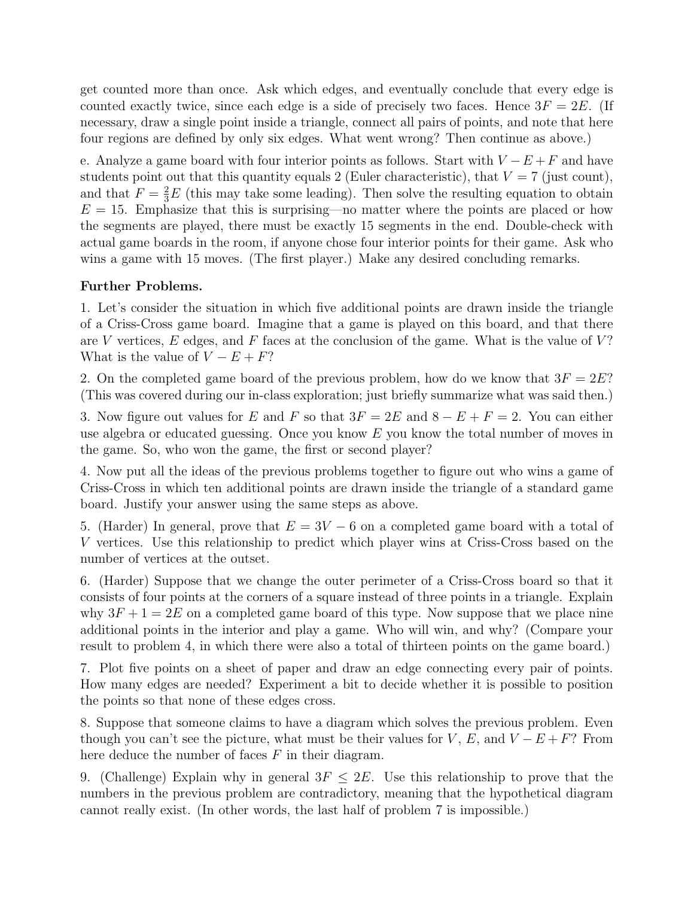get counted more than once. Ask which edges, and eventually conclude that every edge is counted exactly twice, since each edge is a side of precisely two faces. Hence $3F = 2E$. (If necessary, draw a single point inside a triangle, connect all pairs of points, and note that here four regions are defined by only six edges. What went wrong? Then continue as above.)

e. Analyze a game board with four interior points as follows. Start with $V - E + F$ and have students point out that this quantity equals 2 (Euler characteristic), that $V = 7$ (just count), and that $F = \frac{2}{3}E$ (this may take some leading). Then solve the resulting equation to obtain $E = 15$. Emphasize that this is surprising—no matter where the points are placed or how the segments are played, there must be exactly 15 segments in the end. Double-check with actual game boards in the room, if anyone chose four interior points for their game. Ask who wins a game with 15 moves. (The first player.) Make any desired concluding remarks.

**Further Problems.**

1. Let's consider the situation in which five additional points are drawn inside the triangle of a Criss-Cross game board. Imagine that a game is played on this board, and that there are $V$ vertices, $E$ edges, and $F$ faces at the conclusion of the game. What is the value of $V$? What is the value of $V - E + F$?

2. On the completed game board of the previous problem, how do we know that $3F = 2E$? (This was covered during our in-class exploration; just briefly summarize what was said then.)

3. Now figure out values for $E$ and $F$ so that $3F = 2E$ and $8 - E + F = 2$. You can either use algebra or educated guessing. Once you know $E$ you know the total number of moves in the game. So, who won the game, the first or second player?

4. Now put all the ideas of the previous problems together to figure out who wins a game of Criss-Cross in which ten additional points are drawn inside the triangle of a standard game board. Justify your answer using the same steps as above.

5. (Harder) In general, prove that $E = 3V - 6$ on a completed game board with a total of $V$ vertices. Use this relationship to predict which player wins at Criss-Cross based on the number of vertices at the outset.

6. (Harder) Suppose that we change the outer perimeter of a Criss-Cross board so that it consists of four points at the corners of a square instead of three points in a triangle. Explain why $3F + 1 = 2E$ on a completed game board of this type. Now suppose that we place nine additional points in the interior and play a game. Who will win, and why? (Compare your result to problem 4, in which there were also a total of thirteen points on the game board.)

7. Plot five points on a sheet of paper and draw an edge connecting every pair of points. How many edges are needed? Experiment a bit to decide whether it is possible to position the points so that none of these edges cross.

8. Suppose that someone claims to have a diagram which solves the previous problem. Even though you can't see the picture, what must be their values for $V$, $E$, and $V - E + F$? From here deduce the number of faces $F$ in their diagram.

9. (Challenge) Explain why in general $3F \leq 2E$. Use this relationship to prove that the numbers in the previous problem are contradictory, meaning that the hypothetical diagram cannot really exist. (In other words, the last half of problem 7 is impossible.)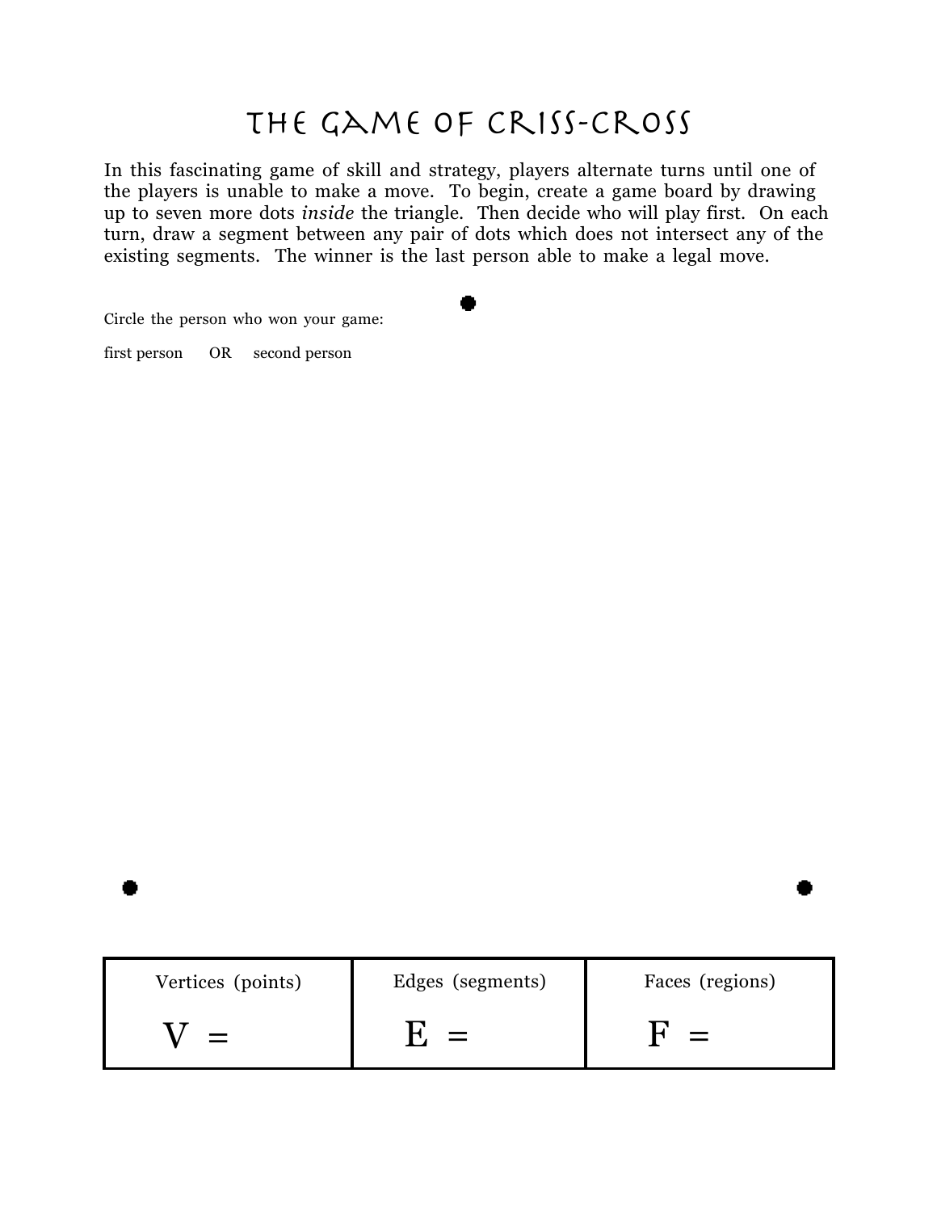# The Game of Criss-Cross

In this fascinating game of skill and strategy, players alternate turns until one of the players is unable to make a move. To begin, create a game board by drawing up to seven more dots *inside* the triangle. Then decide who will play first. On each turn, draw a segment between any pair of dots which does not intersect any of the existing segments. The winner is the last person able to make a legal move.

Circle the person who won your game:

first person OR second person

| Vertices (points) | Edges (segments) | Faces (regions) |
|---|---|---|
| V = | E = | F = |